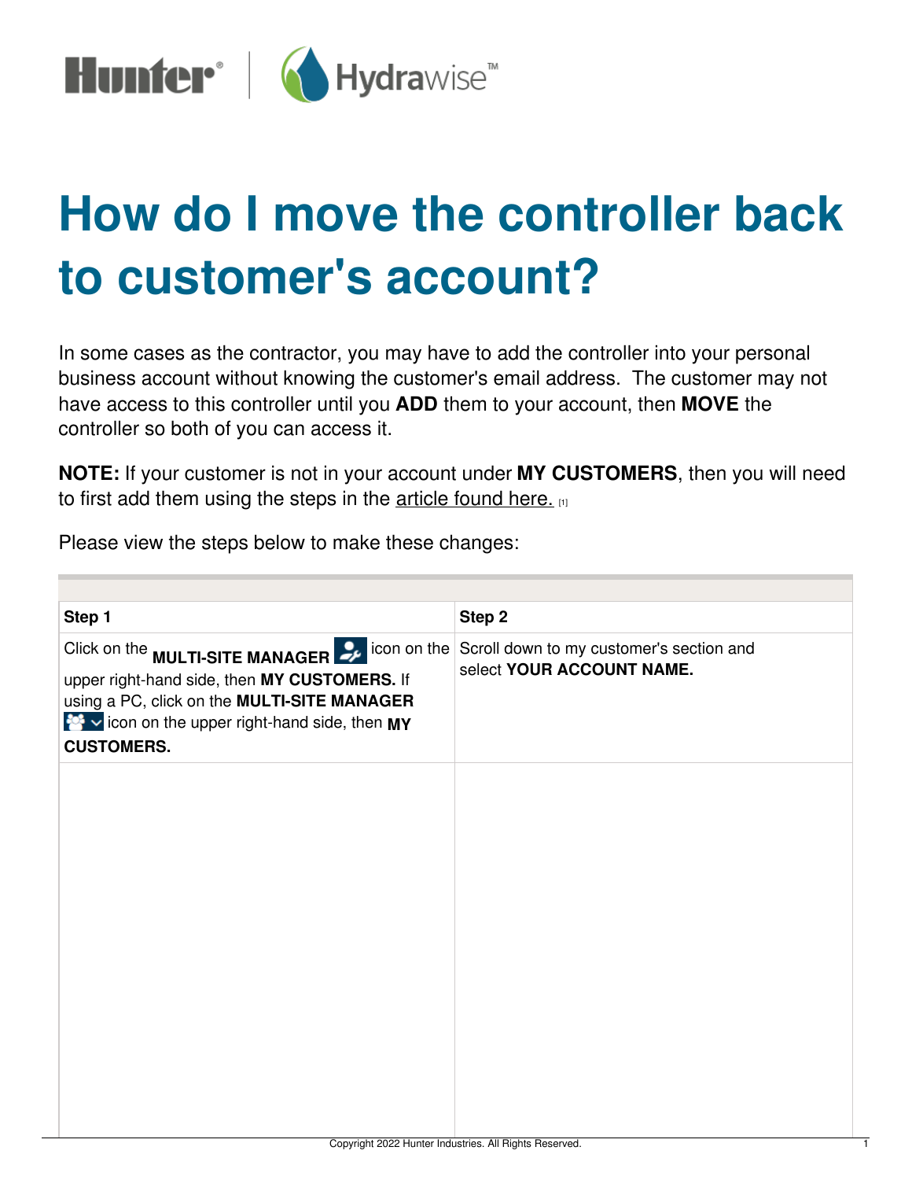# How do I move the controller back to customer's account?

In some cases as the contractor, you may have to add the controller into your personal business account without knowing the customer's email address. The customer may not have access to this controller until you **ADD** them to your account, then **MOVE** the controller so both of you can access it.

**NOTE:** If your customer is not in your account under **MY CUSTOMERS**, then you will need to first add them using the steps in the article found here. [1]

Please view the steps below to make these changes:

| Step 1 | Step 2 |
| --- | --- |
| Click on the **MULTI-SITE MANAGER** icon on the upper right-hand side, then **MY CUSTOMERS.** If using a PC, click on the **MULTI-SITE MANAGER** icon on the upper right-hand side, then **MY CUSTOMERS.** | Scroll down to my customer's section and select **YOUR ACCOUNT NAME.** |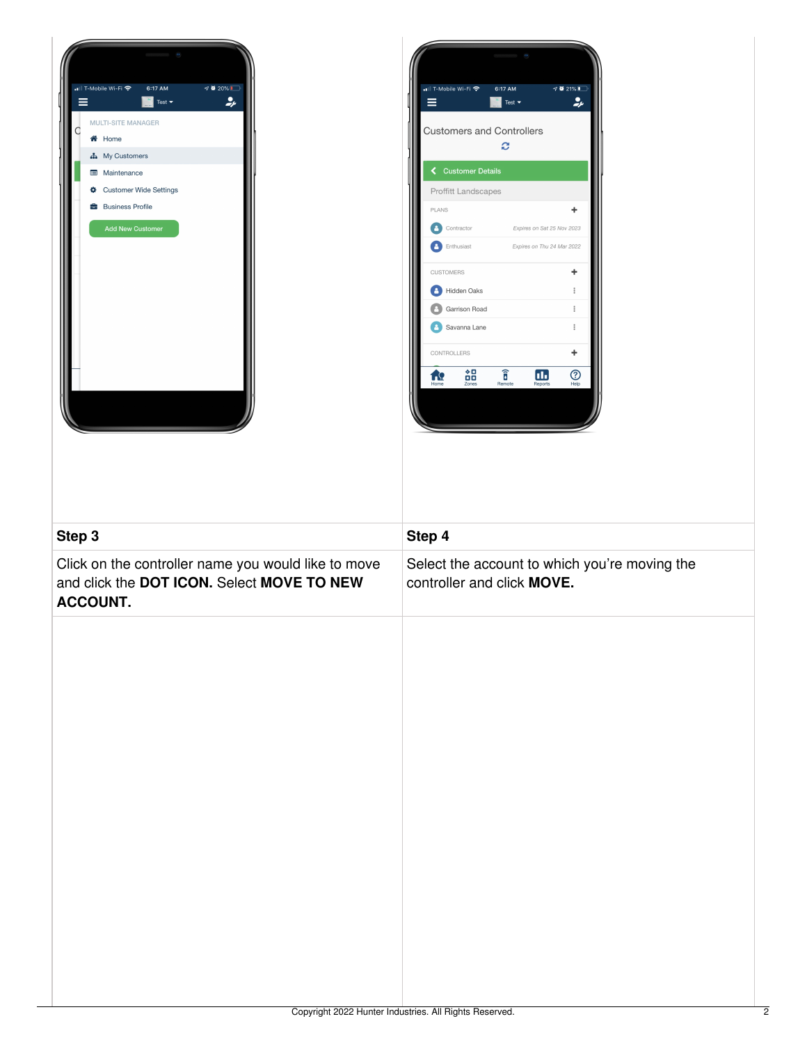| Step 3 | Step 4 |
| --- | --- |
| Click on the controller name you would like to move and click the **DOT ICON.** Select **MOVE TO NEW ACCOUNT.** | Select the account to which you're moving the controller and click **MOVE.** |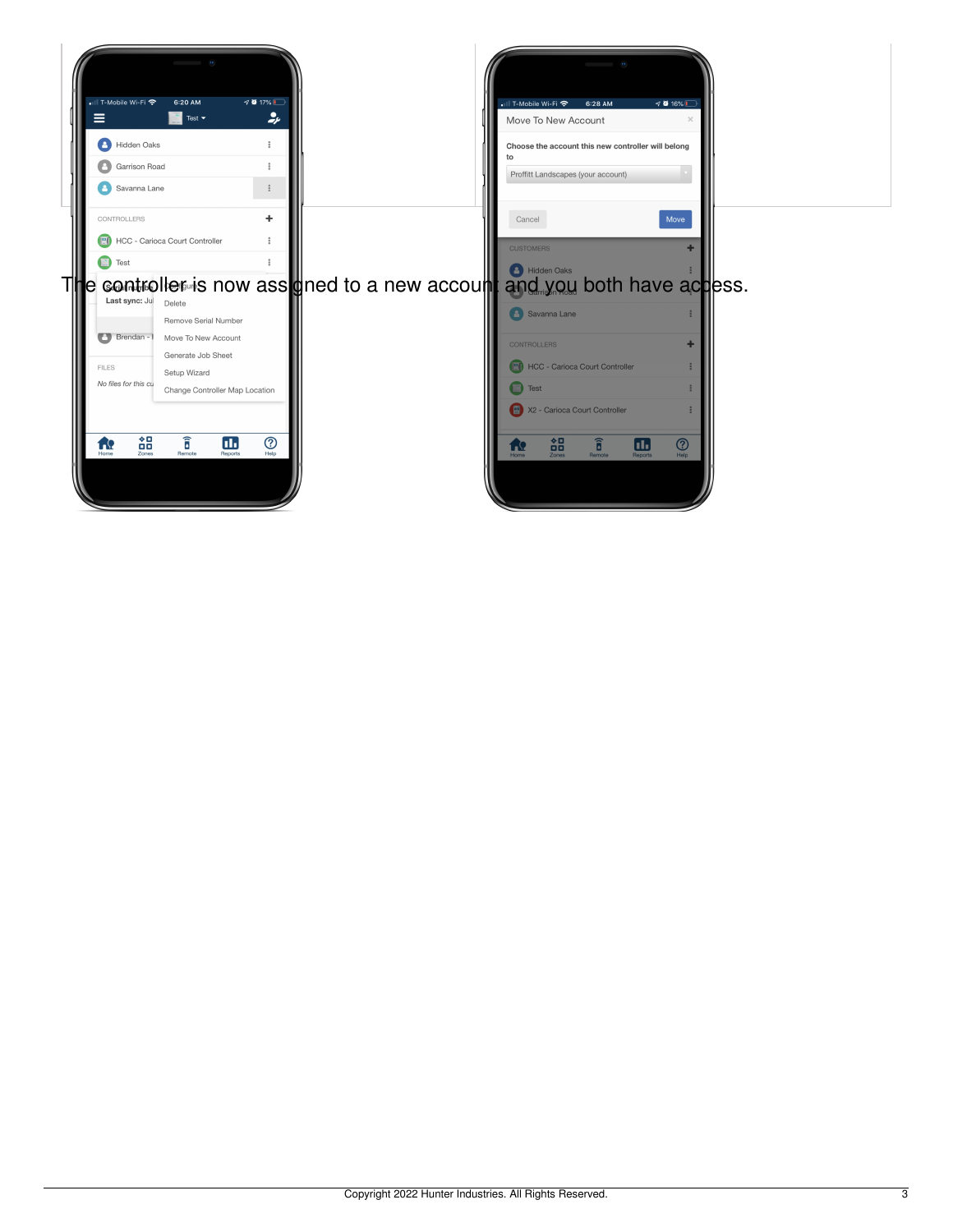The controller is now assigned to a new account and you both have access.